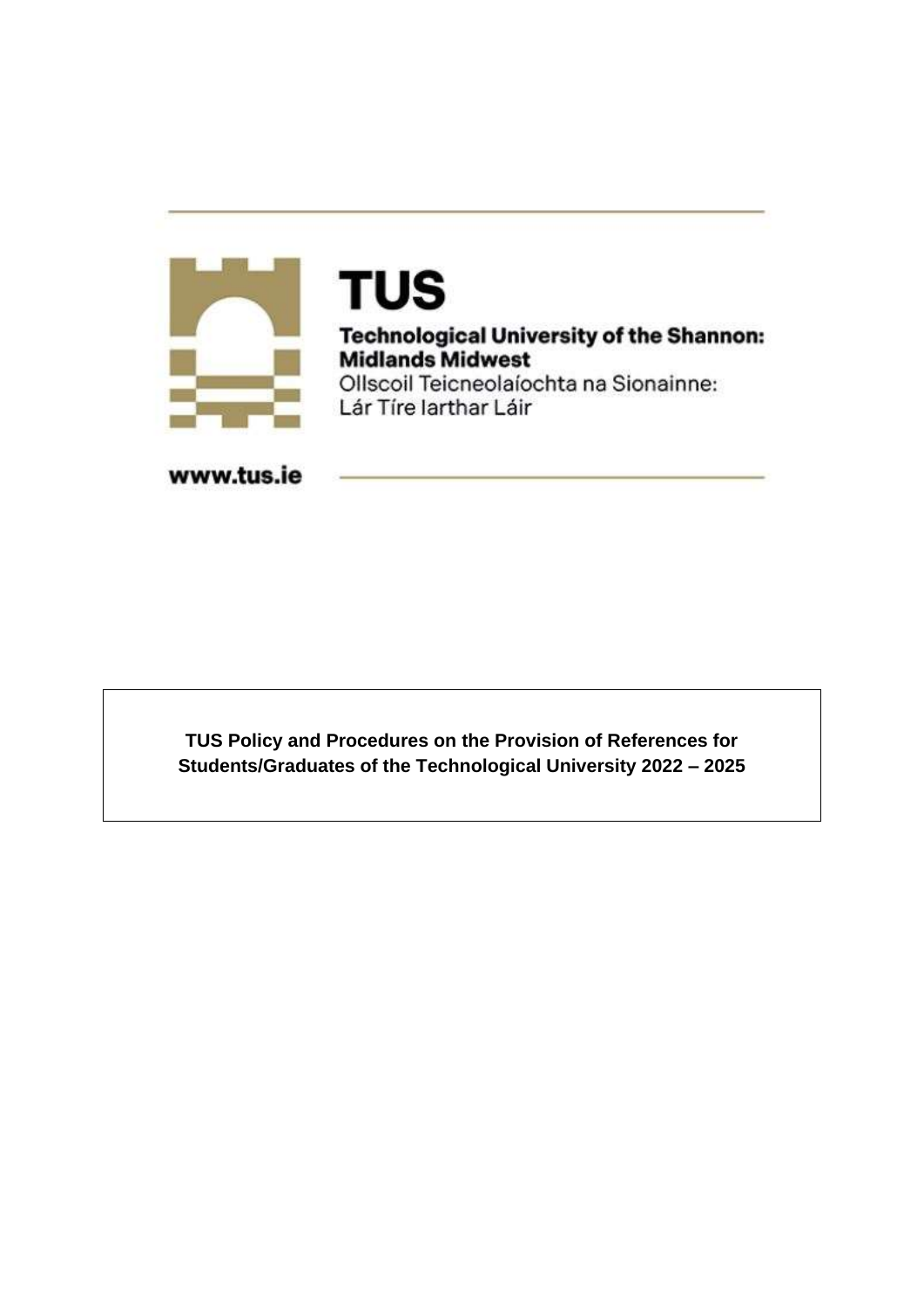# TUS

**Technological University of the Shannon: Midlands Midwest**

Ollscoil Teicneolaíochta na Sionainne: Lár Tíre Iarthar Láir

www.tus.ie

**TUS Policy and Procedures on the Provision of References for Students/Graduates of the Technological University 2022 – 2025**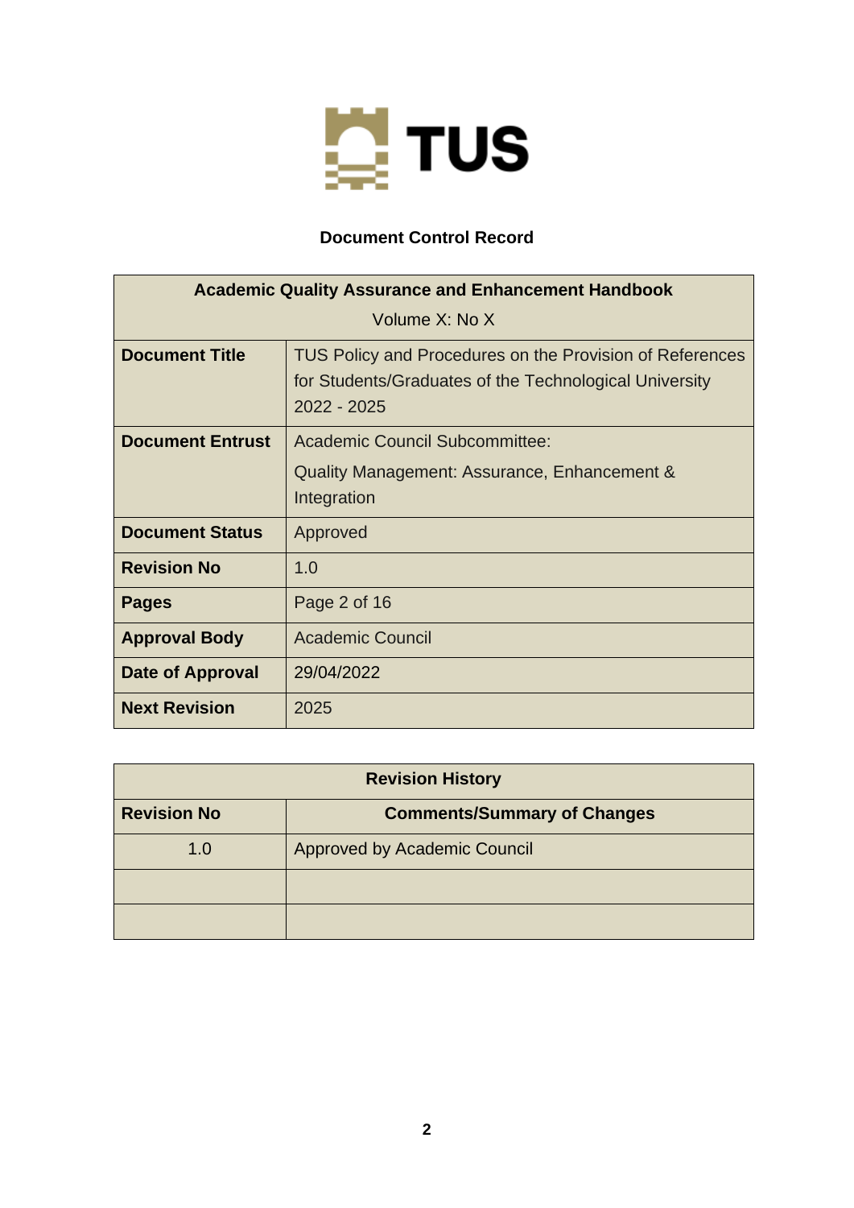TUS

## Document Control Record

| Academic Quality Assurance and Enhancement Handbook<br>Volume X: No X | |
|---|---|
| **Document Title** | TUS Policy and Procedures on the Provision of References for Students/Graduates of the Technological University 2022 - 2025 |
| **Document Entrust** | Academic Council Subcommittee:<br>Quality Management: Assurance, Enhancement & Integration |
| **Document Status** | Approved |
| **Revision No** | 1.0 |
| **Pages** | Page 2 of 16 |
| **Approval Body** | Academic Council |
| **Date of Approval** | 29/04/2022 |
| **Next Revision** | 2025 |

| Revision History | |
|---|---|
| **Revision No** | **Comments/Summary of Changes** |
| 1.0 | Approved by Academic Council |
| | |
| | |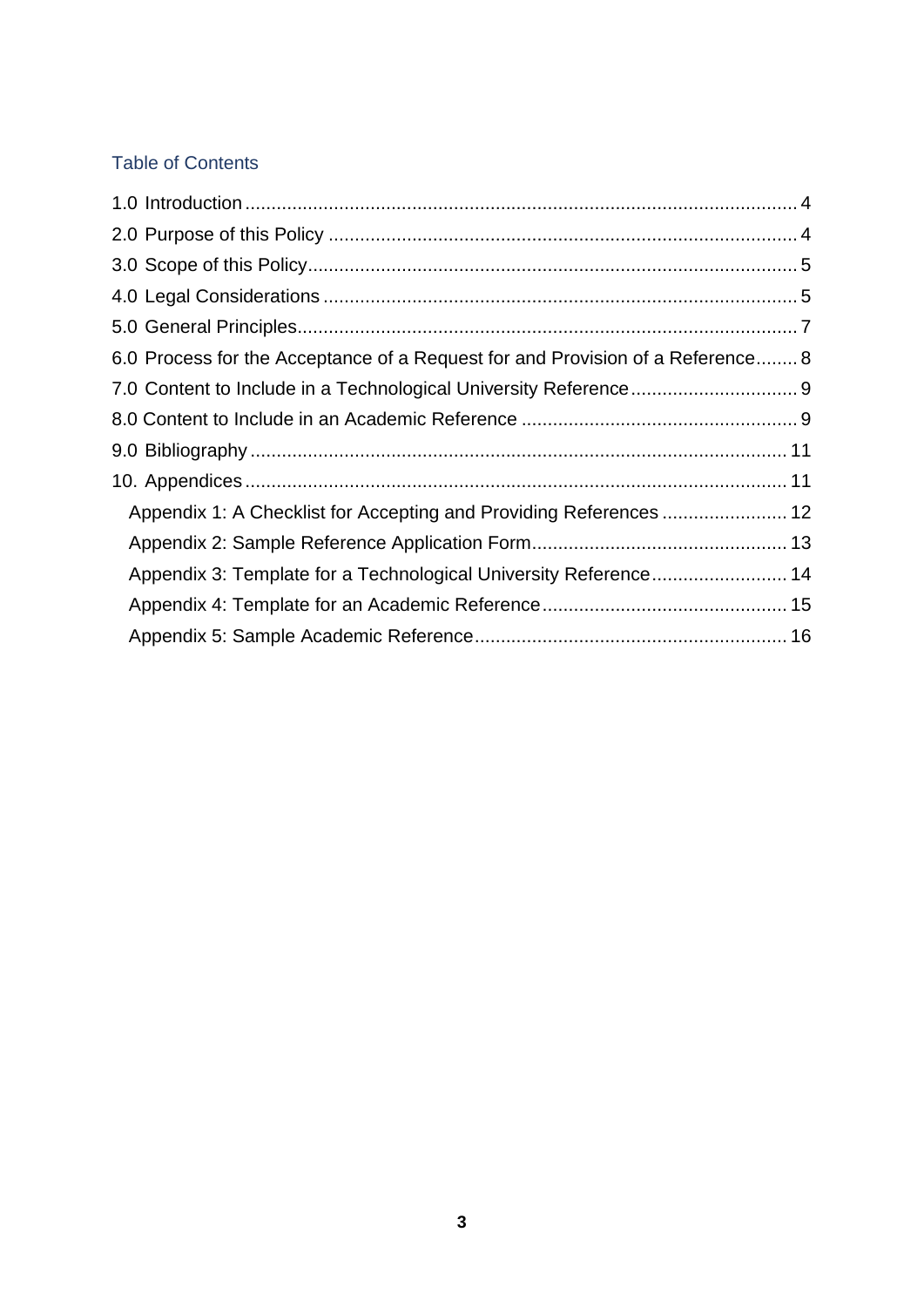## Table of Contents

1.0 Introduction .......................................................................................................... 4

2.0 Purpose of this Policy .......................................................................................... 4

3.0 Scope of this Policy ............................................................................................. 5

4.0 Legal Considerations ........................................................................................... 5

5.0 General Principles ................................................................................................ 7

6.0 Process for the Acceptance of a Request for and Provision of a Reference ........ 8

7.0 Content to Include in a Technological University Reference ................................ 9

8.0 Content to Include in an Academic Reference ..................................................... 9

9.0 Bibliography ....................................................................................................... 11

10. Appendices ........................................................................................................ 11

- Appendix 1: A Checklist for Accepting and Providing References ........................ 12
- Appendix 2: Sample Reference Application Form ................................................. 13
- Appendix 3: Template for a Technological University Reference .......................... 14
- Appendix 4: Template for an Academic Reference ............................................... 15
- Appendix 5: Sample Academic Reference ............................................................ 16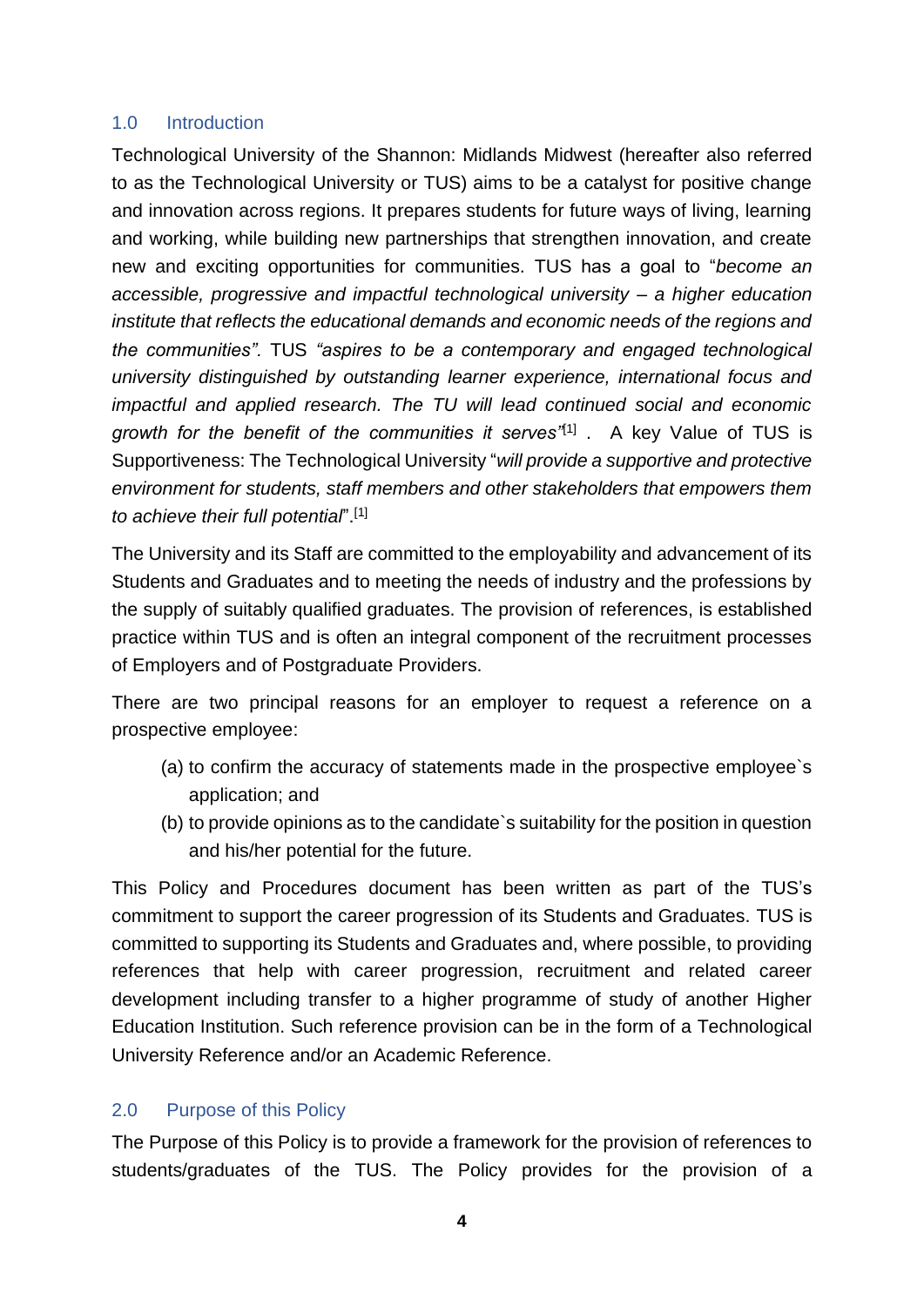## 1.0 Introduction

Technological University of the Shannon: Midlands Midwest (hereafter also referred to as the Technological University or TUS) aims to be a catalyst for positive change and innovation across regions. It prepares students for future ways of living, learning and working, while building new partnerships that strengthen innovation, and create new and exciting opportunities for communities. TUS has a goal to "*become an accessible, progressive and impactful technological university – a higher education institute that reflects the educational demands and economic needs of the regions and the communities".* TUS *"aspires to be a contemporary and engaged technological university distinguished by outstanding learner experience, international focus and impactful and applied research. The TU will lead continued social and economic growth for the benefit of the communities it serves"*[1] . A key Value of TUS is Supportiveness: The Technological University "*will provide a supportive and protective environment for students, staff members and other stakeholders that empowers them to achieve their full potential*".[1]

The University and its Staff are committed to the employability and advancement of its Students and Graduates and to meeting the needs of industry and the professions by the supply of suitably qualified graduates. The provision of references, is established practice within TUS and is often an integral component of the recruitment processes of Employers and of Postgraduate Providers.

There are two principal reasons for an employer to request a reference on a prospective employee:

(a) to confirm the accuracy of statements made in the prospective employee`s application; and

(b) to provide opinions as to the candidate`s suitability for the position in question and his/her potential for the future.

This Policy and Procedures document has been written as part of the TUS's commitment to support the career progression of its Students and Graduates. TUS is committed to supporting its Students and Graduates and, where possible, to providing references that help with career progression, recruitment and related career development including transfer to a higher programme of study of another Higher Education Institution. Such reference provision can be in the form of a Technological University Reference and/or an Academic Reference.

## 2.0 Purpose of this Policy

The Purpose of this Policy is to provide a framework for the provision of references to students/graduates of the TUS. The Policy provides for the provision of a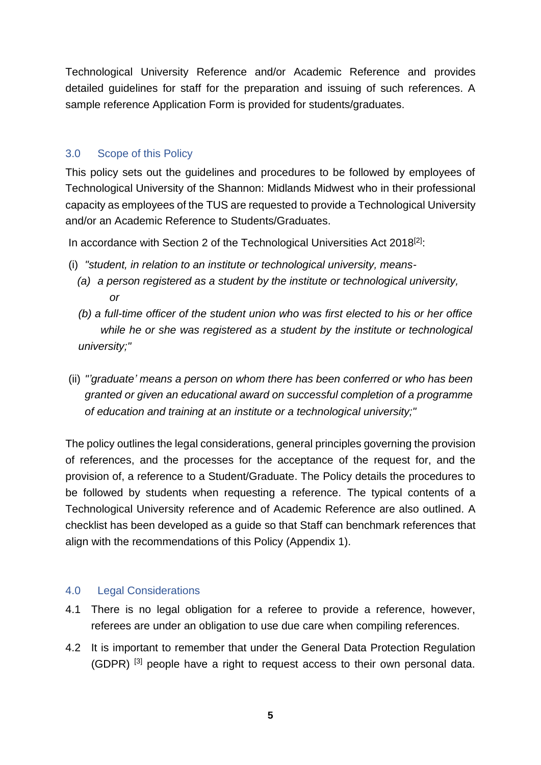Technological University Reference and/or Academic Reference and provides detailed guidelines for staff for the preparation and issuing of such references. A sample reference Application Form is provided for students/graduates.

## 3.0 Scope of this Policy

This policy sets out the guidelines and procedures to be followed by employees of Technological University of the Shannon: Midlands Midwest who in their professional capacity as employees of the TUS are requested to provide a Technological University and/or an Academic Reference to Students/Graduates.

In accordance with Section 2 of the Technological Universities Act 2018[2]:

(i) *"student, in relation to an institute or technological university, means-*

*(a) a person registered as a student by the institute or technological university, or*

*(b) a full-time officer of the student union who was first elected to his or her office while he or she was registered as a student by the institute or technological university;"*

(ii) *"'graduate' means a person on whom there has been conferred or who has been granted or given an educational award on successful completion of a programme of education and training at an institute or a technological university;"*

The policy outlines the legal considerations, general principles governing the provision of references, and the processes for the acceptance of the request for, and the provision of, a reference to a Student/Graduate. The Policy details the procedures to be followed by students when requesting a reference. The typical contents of a Technological University reference and of Academic Reference are also outlined. A checklist has been developed as a guide so that Staff can benchmark references that align with the recommendations of this Policy (Appendix 1).

## 4.0 Legal Considerations

4.1 There is no legal obligation for a referee to provide a reference, however, referees are under an obligation to use due care when compiling references.

4.2 It is important to remember that under the General Data Protection Regulation (GDPR) [3] people have a right to request access to their own personal data.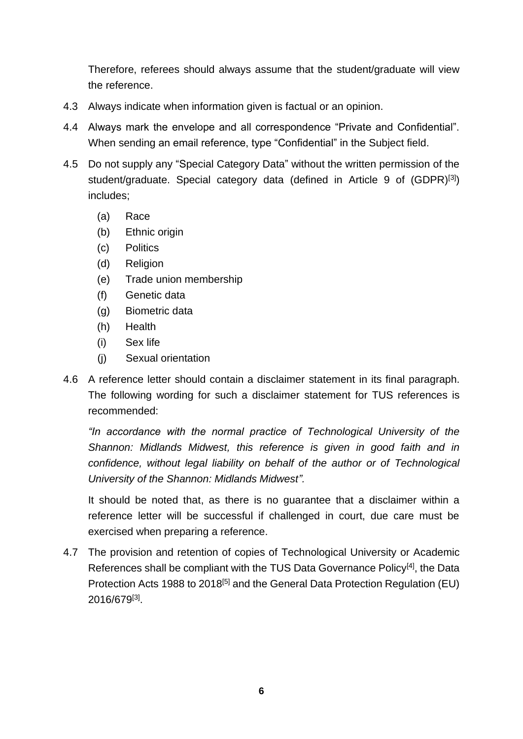Therefore, referees should always assume that the student/graduate will view the reference.

4.3 Always indicate when information given is factual or an opinion.

4.4 Always mark the envelope and all correspondence "Private and Confidential". When sending an email reference, type "Confidential" in the Subject field.

4.5 Do not supply any "Special Category Data" without the written permission of the student/graduate. Special category data (defined in Article 9 of (GDPR)[3]) includes;

   (a) Race
   (b) Ethnic origin
   (c) Politics
   (d) Religion
   (e) Trade union membership
   (f) Genetic data
   (g) Biometric data
   (h) Health
   (i) Sex life
   (j) Sexual orientation

4.6 A reference letter should contain a disclaimer statement in its final paragraph. The following wording for such a disclaimer statement for TUS references is recommended:

   *"In accordance with the normal practice of Technological University of the Shannon: Midlands Midwest, this reference is given in good faith and in confidence, without legal liability on behalf of the author or of Technological University of the Shannon: Midlands Midwest".*

   It should be noted that, as there is no guarantee that a disclaimer within a reference letter will be successful if challenged in court, due care must be exercised when preparing a reference.

4.7 The provision and retention of copies of Technological University or Academic References shall be compliant with the TUS Data Governance Policy[4], the Data Protection Acts 1988 to 2018[5] and the General Data Protection Regulation (EU) 2016/679[3].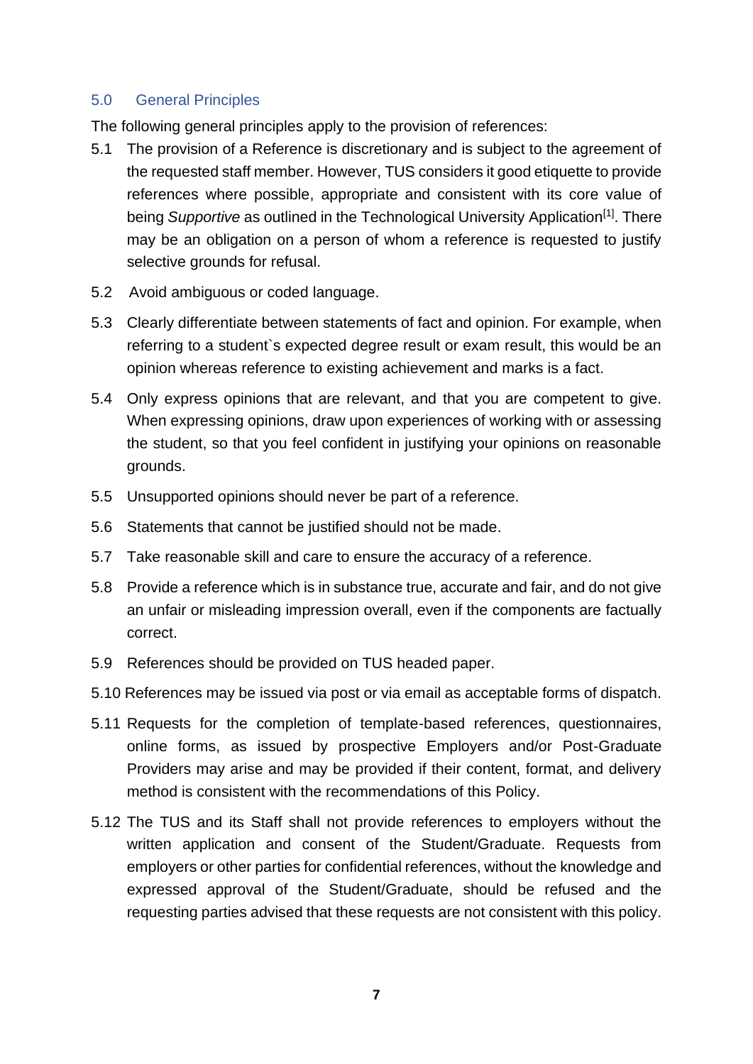## 5.0 General Principles

The following general principles apply to the provision of references:

5.1 The provision of a Reference is discretionary and is subject to the agreement of the requested staff member. However, TUS considers it good etiquette to provide references where possible, appropriate and consistent with its core value of being *Supportive* as outlined in the Technological University Application[1]. There may be an obligation on a person of whom a reference is requested to justify selective grounds for refusal.

5.2 Avoid ambiguous or coded language.

5.3 Clearly differentiate between statements of fact and opinion. For example, when referring to a student`s expected degree result or exam result, this would be an opinion whereas reference to existing achievement and marks is a fact.

5.4 Only express opinions that are relevant, and that you are competent to give. When expressing opinions, draw upon experiences of working with or assessing the student, so that you feel confident in justifying your opinions on reasonable grounds.

5.5 Unsupported opinions should never be part of a reference.

5.6 Statements that cannot be justified should not be made.

5.7 Take reasonable skill and care to ensure the accuracy of a reference.

5.8 Provide a reference which is in substance true, accurate and fair, and do not give an unfair or misleading impression overall, even if the components are factually correct.

5.9 References should be provided on TUS headed paper.

5.10 References may be issued via post or via email as acceptable forms of dispatch.

5.11 Requests for the completion of template-based references, questionnaires, online forms, as issued by prospective Employers and/or Post-Graduate Providers may arise and may be provided if their content, format, and delivery method is consistent with the recommendations of this Policy.

5.12 The TUS and its Staff shall not provide references to employers without the written application and consent of the Student/Graduate. Requests from employers or other parties for confidential references, without the knowledge and expressed approval of the Student/Graduate, should be refused and the requesting parties advised that these requests are not consistent with this policy.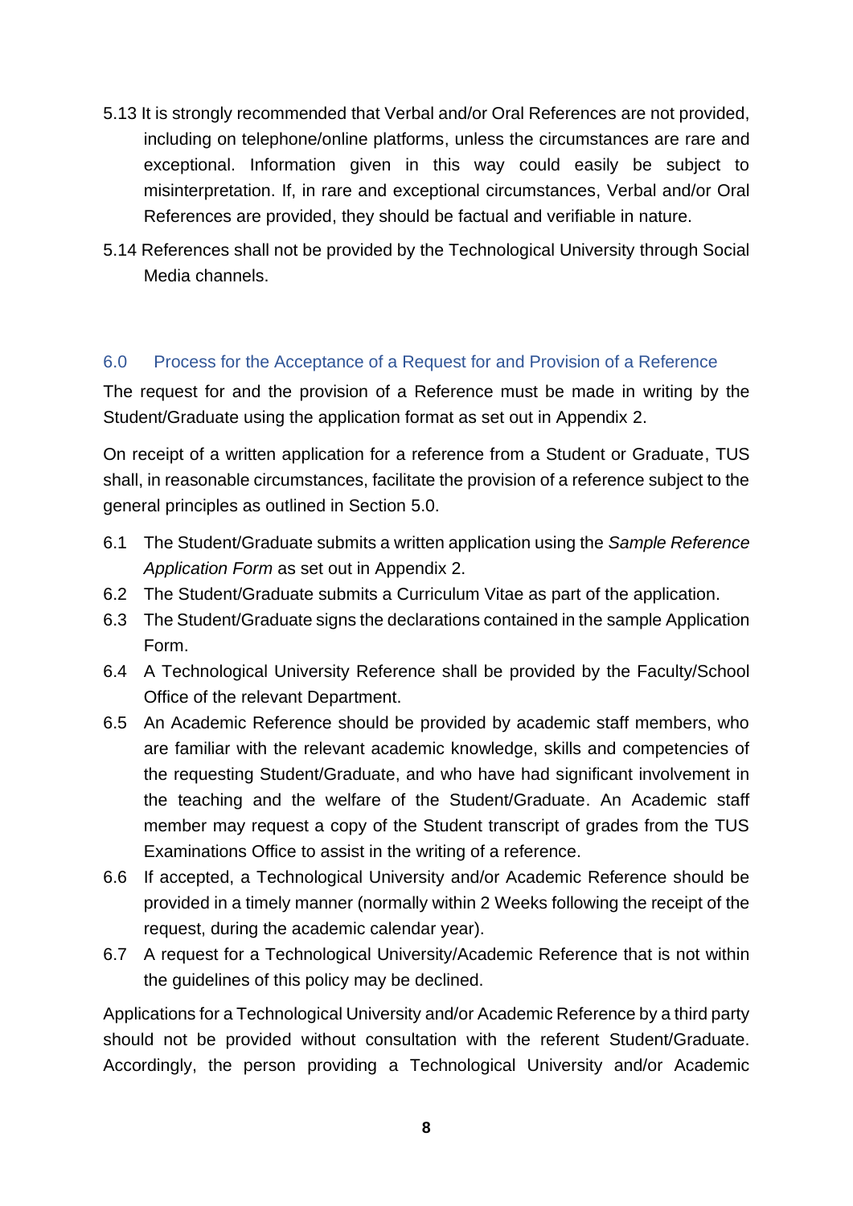5.13 It is strongly recommended that Verbal and/or Oral References are not provided, including on telephone/online platforms, unless the circumstances are rare and exceptional. Information given in this way could easily be subject to misinterpretation. If, in rare and exceptional circumstances, Verbal and/or Oral References are provided, they should be factual and verifiable in nature.

5.14 References shall not be provided by the Technological University through Social Media channels.

## 6.0 Process for the Acceptance of a Request for and Provision of a Reference

The request for and the provision of a Reference must be made in writing by the Student/Graduate using the application format as set out in Appendix 2.

On receipt of a written application for a reference from a Student or Graduate, TUS shall, in reasonable circumstances, facilitate the provision of a reference subject to the general principles as outlined in Section 5.0.

6.1 The Student/Graduate submits a written application using the *Sample Reference Application Form* as set out in Appendix 2.

6.2 The Student/Graduate submits a Curriculum Vitae as part of the application.

6.3 The Student/Graduate signs the declarations contained in the sample Application Form.

6.4 A Technological University Reference shall be provided by the Faculty/School Office of the relevant Department.

6.5 An Academic Reference should be provided by academic staff members, who are familiar with the relevant academic knowledge, skills and competencies of the requesting Student/Graduate, and who have had significant involvement in the teaching and the welfare of the Student/Graduate. An Academic staff member may request a copy of the Student transcript of grades from the TUS Examinations Office to assist in the writing of a reference.

6.6 If accepted, a Technological University and/or Academic Reference should be provided in a timely manner (normally within 2 Weeks following the receipt of the request, during the academic calendar year).

6.7 A request for a Technological University/Academic Reference that is not within the guidelines of this policy may be declined.

Applications for a Technological University and/or Academic Reference by a third party should not be provided without consultation with the referent Student/Graduate. Accordingly, the person providing a Technological University and/or Academic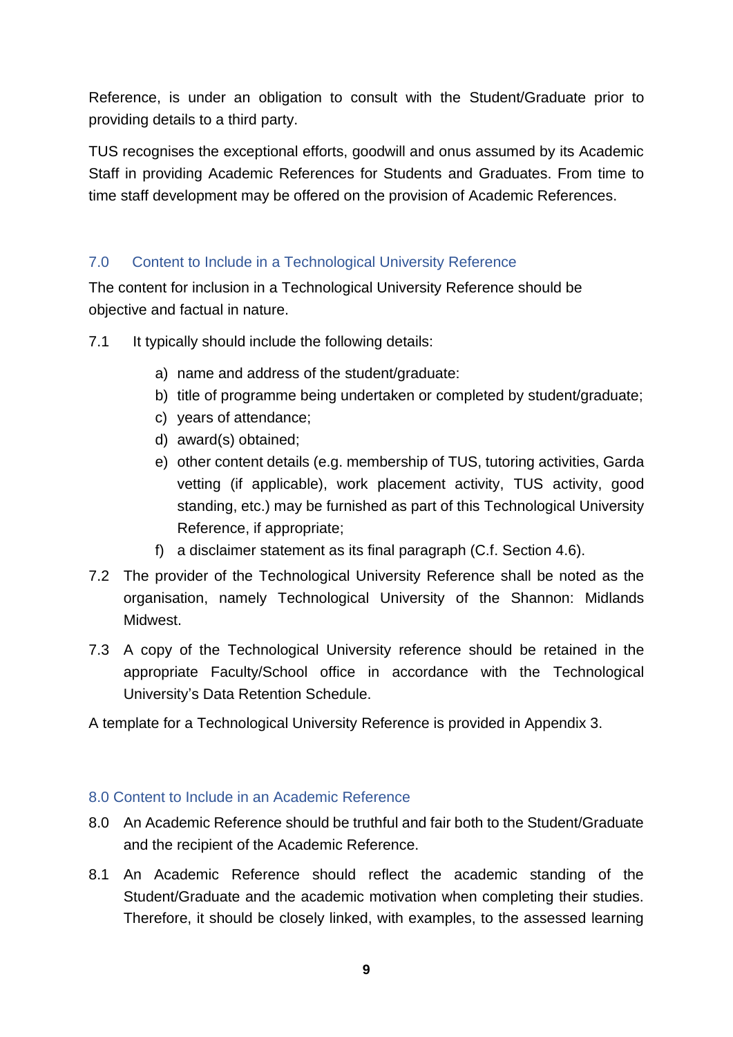Reference, is under an obligation to consult with the Student/Graduate prior to providing details to a third party.

TUS recognises the exceptional efforts, goodwill and onus assumed by its Academic Staff in providing Academic References for Students and Graduates. From time to time staff development may be offered on the provision of Academic References.

## 7.0 Content to Include in a Technological University Reference

The content for inclusion in a Technological University Reference should be objective and factual in nature.

7.1 It typically should include the following details:

a) name and address of the student/graduate:
b) title of programme being undertaken or completed by student/graduate;
c) years of attendance;
d) award(s) obtained;
e) other content details (e.g. membership of TUS, tutoring activities, Garda vetting (if applicable), work placement activity, TUS activity, good standing, etc.) may be furnished as part of this Technological University Reference, if appropriate;
f) a disclaimer statement as its final paragraph (C.f. Section 4.6).

7.2 The provider of the Technological University Reference shall be noted as the organisation, namely Technological University of the Shannon: Midlands Midwest.

7.3 A copy of the Technological University reference should be retained in the appropriate Faculty/School office in accordance with the Technological University's Data Retention Schedule.

A template for a Technological University Reference is provided in Appendix 3.

## 8.0 Content to Include in an Academic Reference

8.0 An Academic Reference should be truthful and fair both to the Student/Graduate and the recipient of the Academic Reference.

8.1 An Academic Reference should reflect the academic standing of the Student/Graduate and the academic motivation when completing their studies. Therefore, it should be closely linked, with examples, to the assessed learning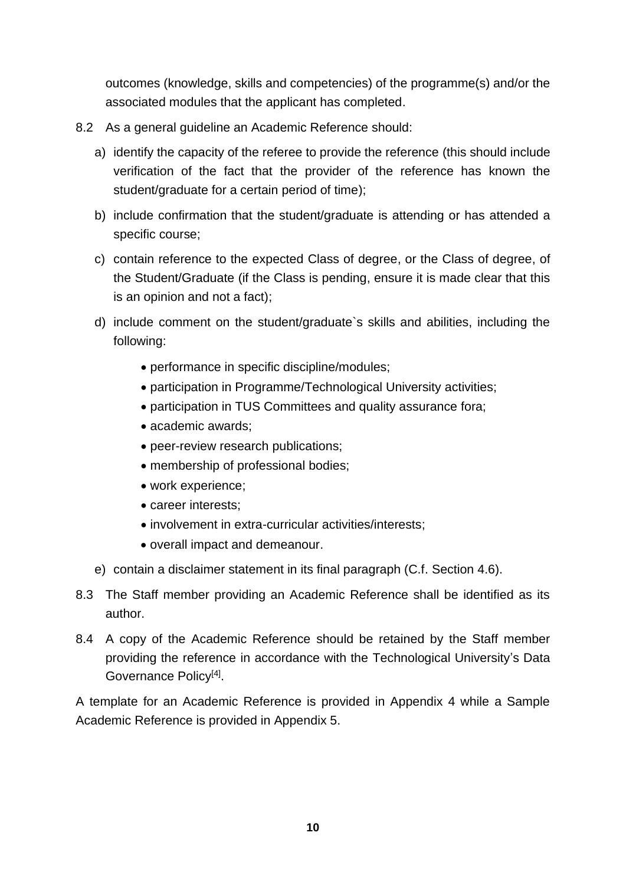outcomes (knowledge, skills and competencies) of the programme(s) and/or the associated modules that the applicant has completed.

8.2 As a general guideline an Academic Reference should:

a) identify the capacity of the referee to provide the reference (this should include verification of the fact that the provider of the reference has known the student/graduate for a certain period of time);

b) include confirmation that the student/graduate is attending or has attended a specific course;

c) contain reference to the expected Class of degree, or the Class of degree, of the Student/Graduate (if the Class is pending, ensure it is made clear that this is an opinion and not a fact);

d) include comment on the student/graduate`s skills and abilities, including the following:

- performance in specific discipline/modules;
- participation in Programme/Technological University activities;
- participation in TUS Committees and quality assurance fora;
- academic awards;
- peer-review research publications;
- membership of professional bodies;
- work experience;
- career interests;
- involvement in extra-curricular activities/interests;
- overall impact and demeanour.

e) contain a disclaimer statement in its final paragraph (C.f. Section 4.6).

8.3 The Staff member providing an Academic Reference shall be identified as its author.

8.4 A copy of the Academic Reference should be retained by the Staff member providing the reference in accordance with the Technological University's Data Governance Policy[4].

A template for an Academic Reference is provided in Appendix 4 while a Sample Academic Reference is provided in Appendix 5.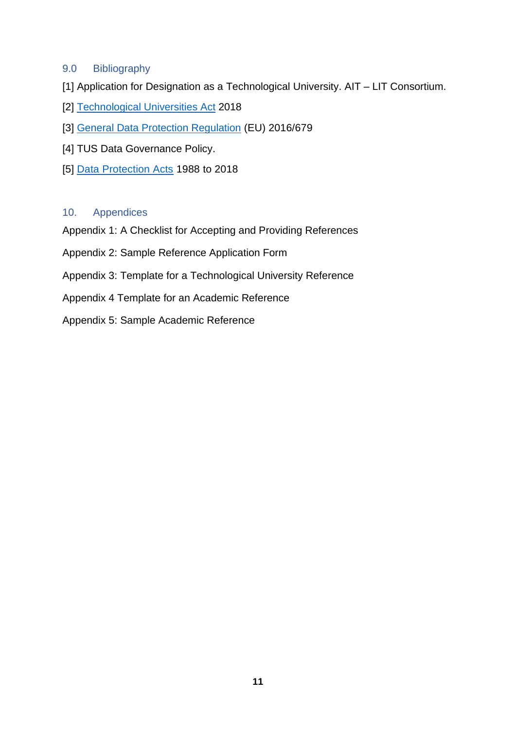## 9.0 Bibliography

[1] Application for Designation as a Technological University. AIT – LIT Consortium.

[2] Technological Universities Act 2018

[3] General Data Protection Regulation (EU) 2016/679

[4] TUS Data Governance Policy.

[5] Data Protection Acts 1988 to 2018

## 10. Appendices

Appendix 1: A Checklist for Accepting and Providing References

Appendix 2: Sample Reference Application Form

Appendix 3: Template for a Technological University Reference

Appendix 4 Template for an Academic Reference

Appendix 5: Sample Academic Reference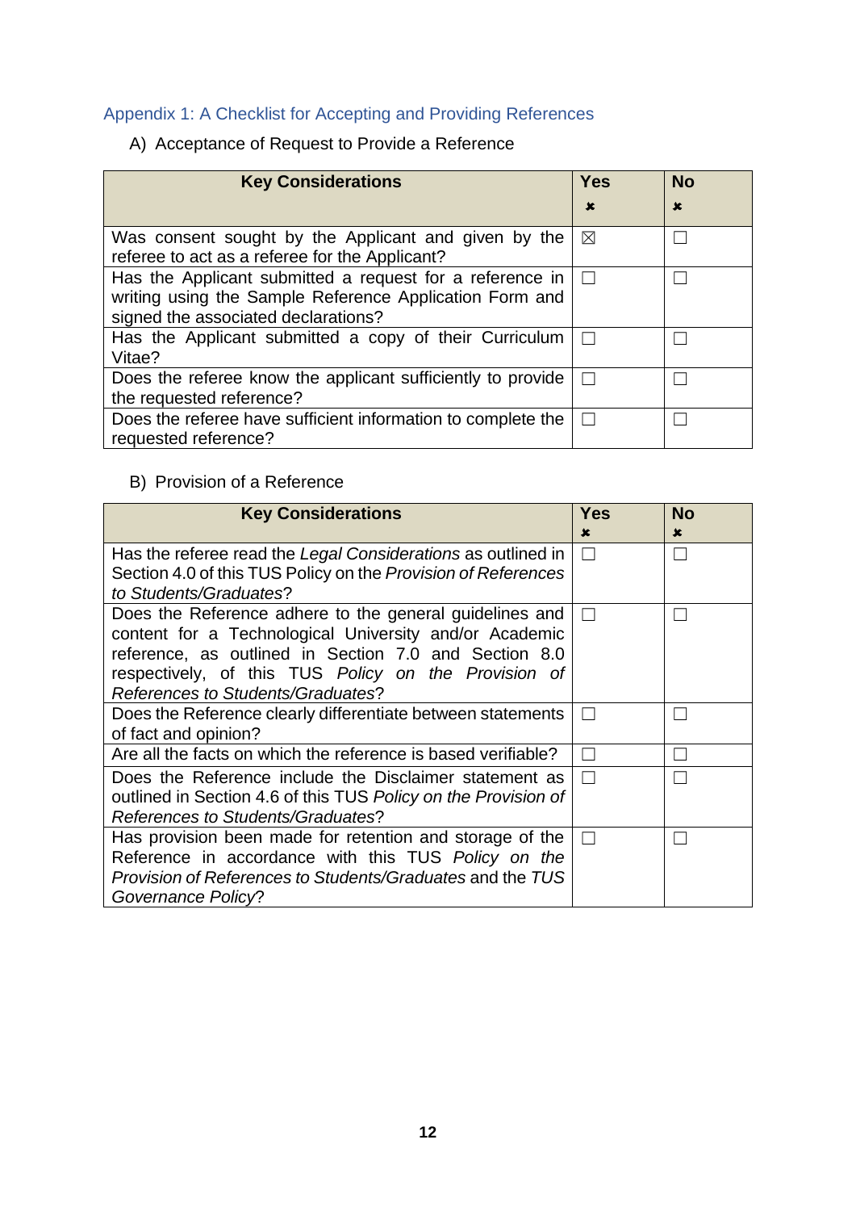## Appendix 1: A Checklist for Accepting and Providing References

A) Acceptance of Request to Provide a Reference

| Key Considerations | Yes ✖ | No ✖ |
|---|---|---|
| Was consent sought by the Applicant and given by the referee to act as a referee for the Applicant? | ☒ | ☐ |
| Has the Applicant submitted a request for a reference in writing using the Sample Reference Application Form and signed the associated declarations? | ☐ | ☐ |
| Has the Applicant submitted a copy of their Curriculum Vitae? | ☐ | ☐ |
| Does the referee know the applicant sufficiently to provide the requested reference? | ☐ | ☐ |
| Does the referee have sufficient information to complete the requested reference? | ☐ | ☐ |

B) Provision of a Reference

| Key Considerations | Yes ✖ | No ✖ |
|---|---|---|
| Has the referee read the *Legal Considerations* as outlined in Section 4.0 of this TUS Policy on the *Provision of References to Students/Graduates*? | ☐ | ☐ |
| Does the Reference adhere to the general guidelines and content for a Technological University and/or Academic reference, as outlined in Section 7.0 and Section 8.0 respectively, of this TUS *Policy on the Provision of References to Students/Graduates*? | ☐ | ☐ |
| Does the Reference clearly differentiate between statements of fact and opinion? | ☐ | ☐ |
| Are all the facts on which the reference is based verifiable? | ☐ | ☐ |
| Does the Reference include the Disclaimer statement as outlined in Section 4.6 of this TUS *Policy on the Provision of References to Students/Graduates*? | ☐ | ☐ |
| Has provision been made for retention and storage of the Reference in accordance with this TUS *Policy on the Provision of References to Students/Graduates* and the *TUS Governance Policy*? | ☐ | ☐ |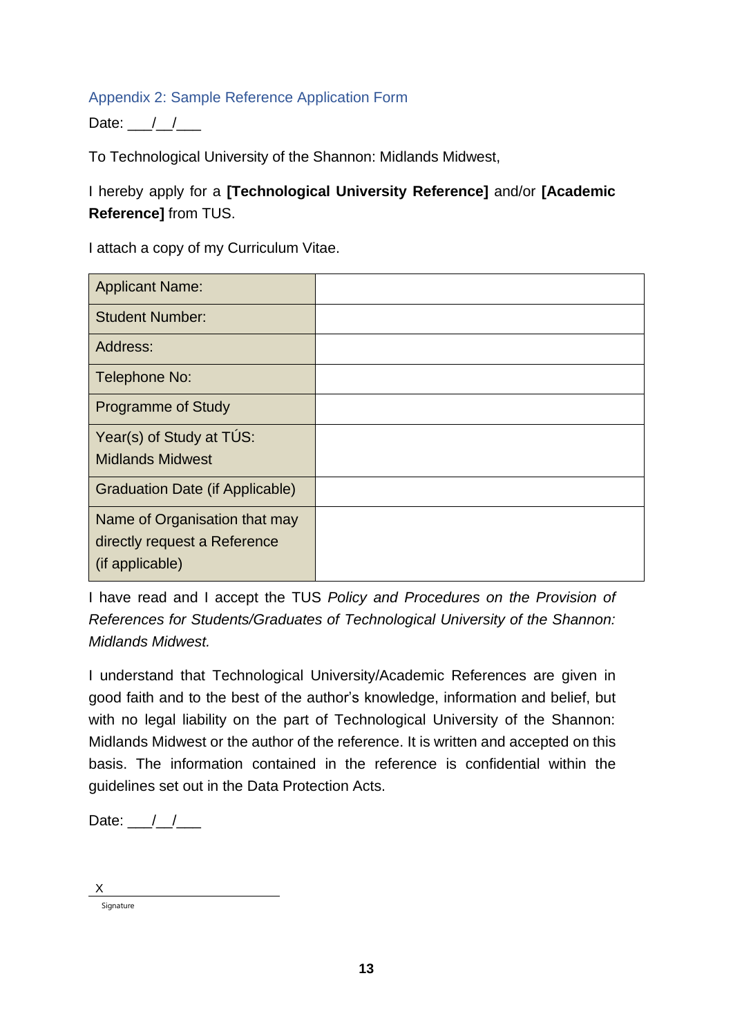## Appendix 2: Sample Reference Application Form

Date: ___/__/___

To Technological University of the Shannon: Midlands Midwest,

I hereby apply for a **[Technological University Reference]** and/or **[Academic Reference]** from TUS.

I attach a copy of my Curriculum Vitae.

| Applicant Name: | |
|---|---|
| Student Number: | |
| Address: | |
| Telephone No: | |
| Programme of Study | |
| Year(s) of Study at TÚS: Midlands Midwest | |
| Graduation Date (if Applicable) | |
| Name of Organisation that may directly request a Reference (if applicable) | |

I have read and I accept the TUS *Policy and Procedures on the Provision of References for Students/Graduates of Technological University of the Shannon: Midlands Midwest.*

I understand that Technological University/Academic References are given in good faith and to the best of the author's knowledge, information and belief, but with no legal liability on the part of Technological University of the Shannon: Midlands Midwest or the author of the reference. It is written and accepted on this basis. The information contained in the reference is confidential within the guidelines set out in the Data Protection Acts.

Date: ___/__/___

X ______________________________

Signature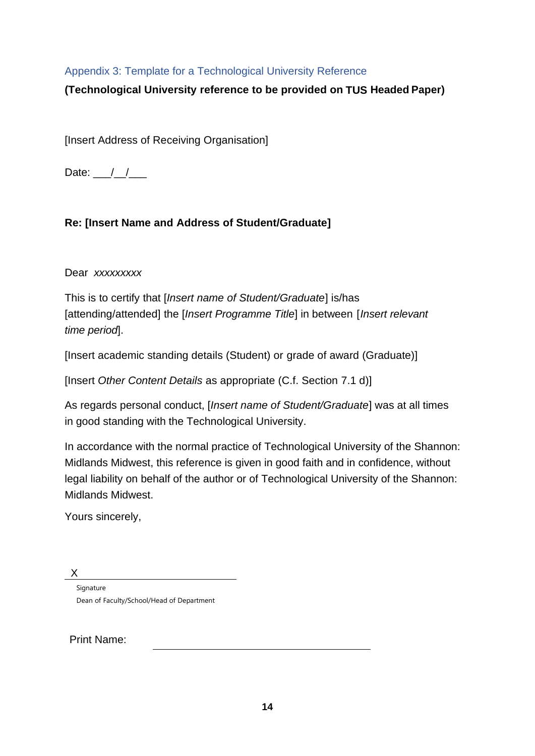## Appendix 3: Template for a Technological University Reference

**(Technological University reference to be provided on TUS Headed Paper)**

[Insert Address of Receiving Organisation]

Date: ___/__/___

**Re: [Insert Name and Address of Student/Graduate]**

Dear *xxxxxxxxx*

This is to certify that [*Insert name of Student/Graduate*] is/has [attending/attended] the [*Insert Programme Title*] in between [*Insert relevant time period*].

[Insert academic standing details (Student) or grade of award (Graduate)]

[Insert *Other Content Details* as appropriate (C.f. Section 7.1 d)]

As regards personal conduct, [*Insert name of Student/Graduate*] was at all times in good standing with the Technological University.

In accordance with the normal practice of Technological University of the Shannon: Midlands Midwest, this reference is given in good faith and in confidence, without legal liability on behalf of the author or of Technological University of the Shannon: Midlands Midwest.

Yours sincerely,

X ______________________________

Signature

Dean of Faculty/School/Head of Department

Print Name: ______________________________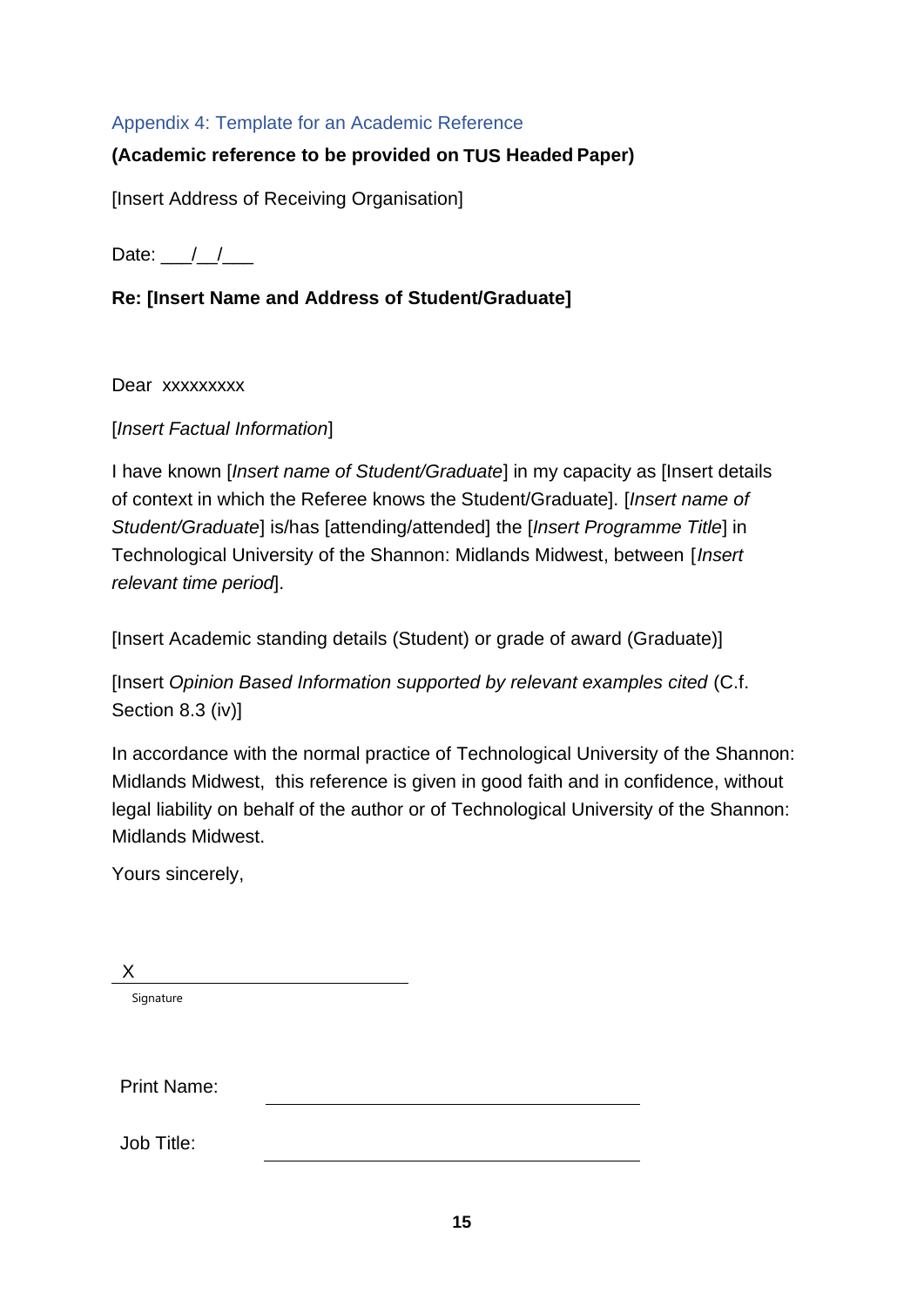## Appendix 4: Template for an Academic Reference

**(Academic reference to be provided on TUS Headed Paper)**

[Insert Address of Receiving Organisation]

Date: ___/__/___

**Re: [Insert Name and Address of Student/Graduate]**

Dear xxxxxxxxx

[*Insert Factual Information*]

I have known [*Insert name of Student/Graduate*] in my capacity as [Insert details of context in which the Referee knows the Student/Graduate]. [*Insert name of Student/Graduate*] is/has [attending/attended] the [*Insert Programme Title*] in Technological University of the Shannon: Midlands Midwest, between [*Insert relevant time period*].

[Insert Academic standing details (Student) or grade of award (Graduate)]

[Insert *Opinion Based Information supported by relevant examples cited* (C.f. Section 8.3 (iv)]

In accordance with the normal practice of Technological University of the Shannon: Midlands Midwest, this reference is given in good faith and in confidence, without legal liability on behalf of the author or of Technological University of the Shannon: Midlands Midwest.

Yours sincerely,

X ______________________________

Signature

Print Name: ______________________________

Job Title: ______________________________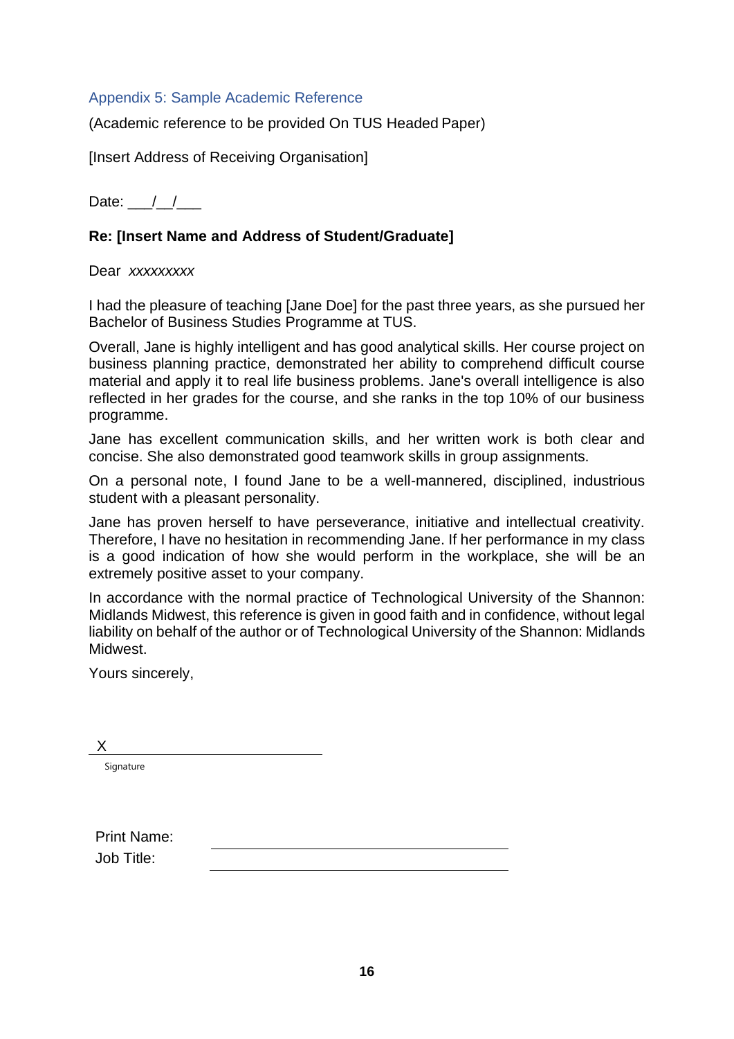## Appendix 5: Sample Academic Reference

(Academic reference to be provided On TUS Headed Paper)

[Insert Address of Receiving Organisation]

Date: ___/__/___

**Re: [Insert Name and Address of Student/Graduate]**

Dear *xxxxxxxxx*

I had the pleasure of teaching [Jane Doe] for the past three years, as she pursued her Bachelor of Business Studies Programme at TUS.

Overall, Jane is highly intelligent and has good analytical skills. Her course project on business planning practice, demonstrated her ability to comprehend difficult course material and apply it to real life business problems. Jane's overall intelligence is also reflected in her grades for the course, and she ranks in the top 10% of our business programme.

Jane has excellent communication skills, and her written work is both clear and concise. She also demonstrated good teamwork skills in group assignments.

On a personal note, I found Jane to be a well-mannered, disciplined, industrious student with a pleasant personality.

Jane has proven herself to have perseverance, initiative and intellectual creativity. Therefore, I have no hesitation in recommending Jane. If her performance in my class is a good indication of how she would perform in the workplace, she will be an extremely positive asset to your company.

In accordance with the normal practice of Technological University of the Shannon: Midlands Midwest, this reference is given in good faith and in confidence, without legal liability on behalf of the author or of Technological University of the Shannon: Midlands Midwest.

Yours sincerely,

X ______________________________

Signature

Print Name: ______________________________

Job Title: ______________________________